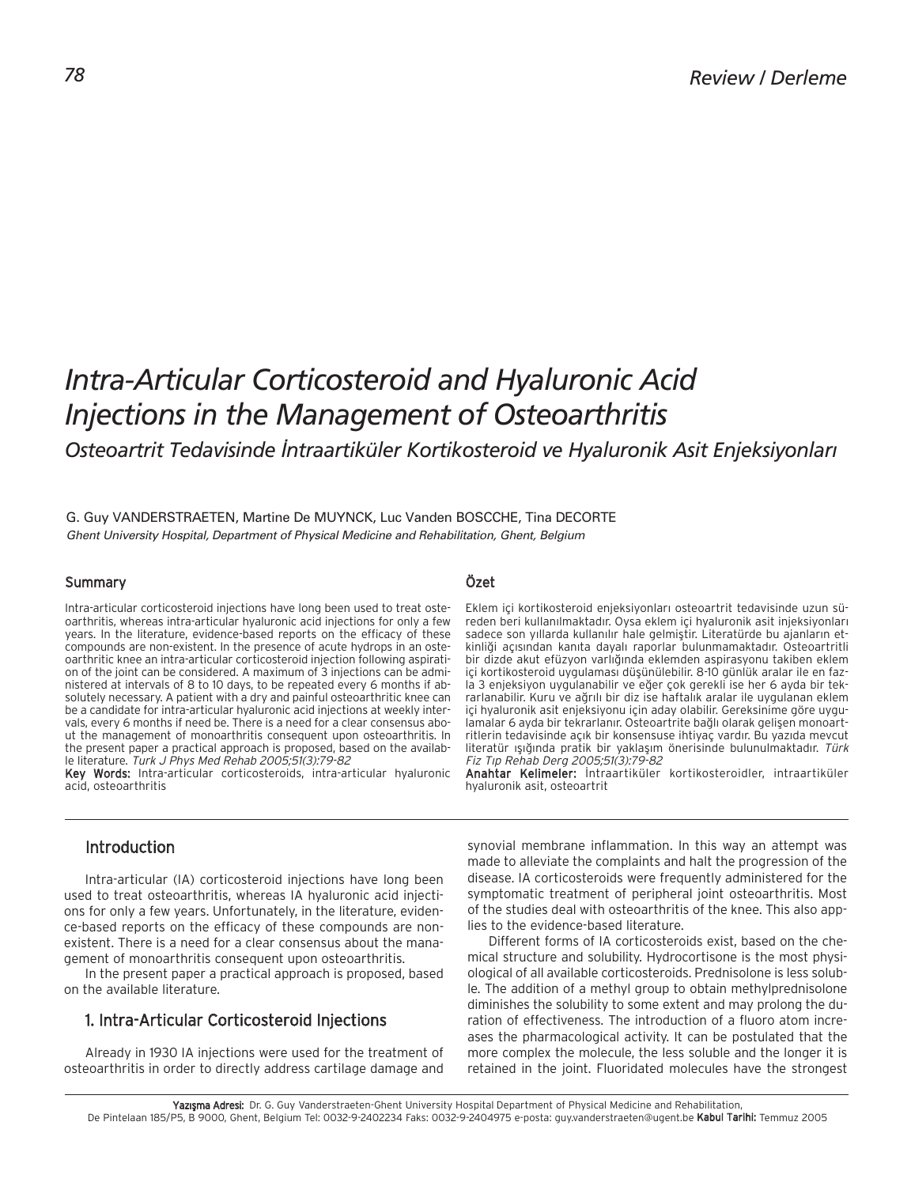Review / Derleme

# Intra-Articular Corticosteroid and Hyaluronic Acid Injections in the Management of Osteoarthritis

*Osteoartrit Tedavisinde İntraartiküler Kortikosteroid ve Hyaluronik Asit Enjeksiyonları*

G. Guy VANDERSTRAETEN, Martine De MUYNCK, Luc Vanden BOSCCHE, Tina DECORTE

*Ghent University Hospital, Department of Physical Medicine and Rehabilitation, Ghent, Belgium*

## Summary

Intra-articular corticosteroid injections have long been used to treat osteoarthritis, whereas intra-articular hyaluronic acid injections for only a few years. In the literature, evidence-based reports on the efficacy of these compounds are non-existent. In the presence of acute hydrops in an osteoarthritic knee an intra-articular corticosteroid injection following aspiration of the joint can be considered. A maximum of 3 injections can be administered at intervals of 8 to 10 days, to be repeated every 6 months if absolutely necessary. A patient with a dry and painful osteoarthritic knee can be a candidate for intra-articular hyaluronic acid injections at weekly intervals, every 6 months if need be. There is a need for a clear consensus about the management of monoarthritis consequent upon osteoarthritis. In the present paper a practical approach is proposed, based on the available literature. *Turk J Phys Med Rehab 2005;51(3):79-82*

**Key Words:** Intra-articular corticosteroids, intra-articular hyaluronic acid, osteoarthritis

## Özet

Eklem içi kortikosteroid enjeksiyonları osteoartrit tedavisinde uzun süreden beri kullanılmaktadır. Oysa eklem içi hyaluronik asit injeksiyonları sadece son yıllarda kullanılır hale gelmiştir. Literatürde bu ajanların etkinliği açısından kanıta dayalı raporlar bulunmamaktadır. Osteoartritli bir dizde akut efüzyon varlığında eklemden aspirasyonu takiben eklem içi kortikosteroid uygulaması düşünülebilir. 8-10 günlük aralar ile en fazla 3 enjeksiyon uygulanabilir ve eğer çok gerekli ise her 6 ayda bir tekrarlanabilir. Kuru ve ağrılı bir diz ise haftalık aralar ile uygulanan eklem içi hyaluronik asit enjeksiyonu için aday olabilir. Gereksinime göre uygulamalar 6 ayda bir tekrarlanır. Osteoartrite bağlı olarak gelişen monoartritlerin tedavisinde açık bir konsensuse ihtiyaç vardır. Bu yazıda mevcut literatür ışığında pratik bir yaklaşım önerisinde bulunulmaktadır. *Türk Fiz Tıp Rehab Derg 2005;51(3):79-82*

**Anahtar Kelimeler:** İntraartiküler kortikosteroidler, intraartiküler hyaluronik asit, osteoartrit

## Introduction

Intra-articular (IA) corticosteroid injections have long been used to treat osteoarthritis, whereas IA hyaluronic acid injections for only a few years. Unfortunately, in the literature, evidence-based reports on the efficacy of these compounds are non-existent. There is a need for a clear consensus about the management of monoarthritis consequent upon osteoarthritis.

In the present paper a practical approach is proposed, based on the available literature.

## 1. Intra-Articular Corticosteroid Injections

Already in 1930 IA injections were used for the treatment of osteoarthritis in order to directly address cartilage damage and synovial membrane inflammation. In this way an attempt was made to alleviate the complaints and halt the progression of the disease. IA corticosteroids were frequently administered for the symptomatic treatment of peripheral joint osteoarthritis. Most of the studies deal with osteoarthritis of the knee. This also applies to the evidence-based literature.

Different forms of IA corticosteroids exist, based on the chemical structure and solubility. Hydrocortisone is the most physiological of all available corticosteroids. Prednisolone is less soluble. The addition of a methyl group to obtain methylprednisolone diminishes the solubility to some extent and may prolong the duration of effectiveness. The introduction of a fluoro atom increases the pharmacological activity. It can be postulated that the more complex the molecule, the less soluble and the longer it is retained in the joint. Fluoridated molecules have the strongest

Yazışma Adresi: Dr. G. Guy Vanderstraeten-Ghent University Hospital Department of Physical Medicine and Rehabilitation, De Pintelaan 185/P5, B 9000, Ghent, Belgium Tel: 0032-9-2402234 Faks: 0032-9-2404975 e-posta: guy.vanderstraeten@ugent.be **Kabul Tarihi:** Temmuz 2005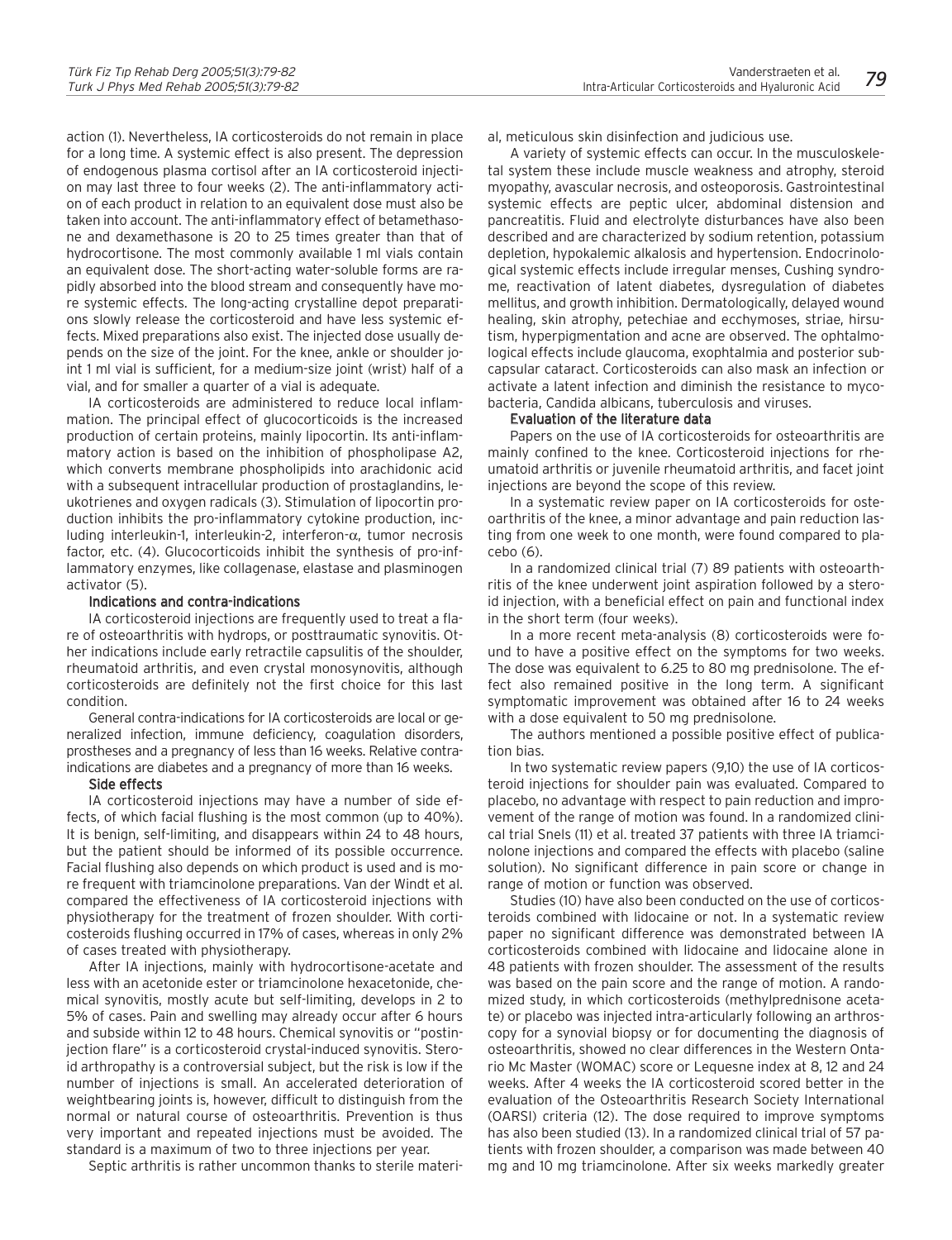action (1). Nevertheless, IA corticosteroids do not remain in place for a long time. A systemic effect is also present. The depression of endogenous plasma cortisol after an IA corticosteroid injection may last three to four weeks (2). The anti-inflammatory action of each product in relation to an equivalent dose must also be taken into account. The anti-inflammatory effect of betamethasone and dexamethasone is 20 to 25 times greater than that of hydrocortisone. The most commonly available 1 ml vials contain an equivalent dose. The short-acting water-soluble forms are rapidly absorbed into the blood stream and consequently have more systemic effects. The long-acting crystalline depot preparations slowly release the corticosteroid and have less systemic effects. Mixed preparations also exist. The injected dose usually depends on the size of the joint. For the knee, ankle or shoulder joint 1 ml vial is sufficient, for a medium-size joint (wrist) half of a vial, and for smaller a quarter of a vial is adequate.

IA corticosteroids are administered to reduce local inflammation. The principal effect of glucocorticoids is the increased production of certain proteins, mainly lipocortin. Its anti-inflammatory action is based on the inhibition of phospholipase A2, which converts membrane phospholipids into arachidonic acid with a subsequent intracellular production of prostaglandins, leukotrienes and oxygen radicals (3). Stimulation of lipocortin production inhibits the pro-inflammatory cytokine production, including interleukin-1, interleukin-2, interferon-$\alpha$, tumor necrosis factor, etc. (4). Glucocorticoids inhibit the synthesis of pro-inflammatory enzymes, like collagenase, elastase and plasminogen activator (5).

### Indications and contra-indications

IA corticosteroid injections are frequently used to treat a flare of osteoarthritis with hydrops, or posttraumatic synovitis. Other indications include early retractile capsulitis of the shoulder, rheumatoid arthritis, and even crystal monosynovitis, although corticosteroids are definitely not the first choice for this last condition.

General contra-indications for IA corticosteroids are local or generalized infection, immune deficiency, coagulation disorders, prostheses and a pregnancy of less than 16 weeks. Relative contra-indications are diabetes and a pregnancy of more than 16 weeks.

### Side effects

IA corticosteroid injections may have a number of side effects, of which facial flushing is the most common (up to 40%). It is benign, self-limiting, and disappears within 24 to 48 hours, but the patient should be informed of its possible occurrence. Facial flushing also depends on which product is used and is more frequent with triamcinolone preparations. Van der Windt et al. compared the effectiveness of IA corticosteroid injections with physiotherapy for the treatment of frozen shoulder. With corticosteroids flushing occurred in 17% of cases, whereas in only 2% of cases treated with physiotherapy.

After IA injections, mainly with hydrocortisone-acetate and less with an acetonide ester or triamcinolone hexacetonide, chemical synovitis, mostly acute but self-limiting, develops in 2 to 5% of cases. Pain and swelling may already occur after 6 hours and subside within 12 to 48 hours. Chemical synovitis or "postinjection flare" is a corticosteroid crystal-induced synovitis. Steroid arthropathy is a controversial subject, but the risk is low if the number of injections is small. An accelerated deterioration of weightbearing joints is, however, difficult to distinguish from the normal or natural course of osteoarthritis. Prevention is thus very important and repeated injections must be avoided. The standard is a maximum of two to three injections per year.

Septic arthritis is rather uncommon thanks to sterile material, meticulous skin disinfection and judicious use.

A variety of systemic effects can occur. In the musculoskeletal system these include muscle weakness and atrophy, steroid myopathy, avascular necrosis, and osteoporosis. Gastrointestinal systemic effects are peptic ulcer, abdominal distension and pancreatitis. Fluid and electrolyte disturbances have also been described and are characterized by sodium retention, potassium depletion, hypokalemic alkalosis and hypertension. Endocrinological systemic effects include irregular menses, Cushing syndrome, reactivation of latent diabetes, dysregulation of diabetes mellitus, and growth inhibition. Dermatologically, delayed wound healing, skin atrophy, petechiae and ecchymoses, striae, hirsutism, hyperpigmentation and acne are observed. The ophtalmological effects include glaucoma, exophtalmia and posterior subcapsular cataract. Corticosteroids can also mask an infection or activate a latent infection and diminish the resistance to mycobacteria, Candida albicans, tuberculosis and viruses.

### Evaluation of the literature data

Papers on the use of IA corticosteroids for osteoarthritis are mainly confined to the knee. Corticosteroid injections for rheumatoid arthritis or juvenile rheumatoid arthritis, and facet joint injections are beyond the scope of this review.

In a systematic review paper on IA corticosteroids for osteoarthritis of the knee, a minor advantage and pain reduction lasting from one week to one month, were found compared to placebo (6).

In a randomized clinical trial (7) 89 patients with osteoarthritis of the knee underwent joint aspiration followed by a steroid injection, with a beneficial effect on pain and functional index in the short term (four weeks).

In a more recent meta-analysis (8) corticosteroids were found to have a positive effect on the symptoms for two weeks. The dose was equivalent to 6.25 to 80 mg prednisolone. The effect also remained positive in the long term. A significant symptomatic improvement was obtained after 16 to 24 weeks with a dose equivalent to 50 mg prednisolone.

The authors mentioned a possible positive effect of publication bias.

In two systematic review papers (9,10) the use of IA corticosteroid injections for shoulder pain was evaluated. Compared to placebo, no advantage with respect to pain reduction and improvement of the range of motion was found. In a randomized clinical trial Snels (11) et al. treated 37 patients with three IA triamcinolone injections and compared the effects with placebo (saline solution). No significant difference in pain score or change in range of motion or function was observed.

Studies (10) have also been conducted on the use of corticosteroids combined with lidocaine or not. In a systematic review paper no significant difference was demonstrated between IA corticosteroids combined with lidocaine and lidocaine alone in 48 patients with frozen shoulder. The assessment of the results was based on the pain score and the range of motion. A randomized study, in which corticosteroids (methylprednisone acetate) or placebo was injected intra-articularly following an arthroscopy for a synovial biopsy or for documenting the diagnosis of osteoarthritis, showed no clear differences in the Western Ontario Mc Master (WOMAC) score or Lequesne index at 8, 12 and 24 weeks. After 4 weeks the IA corticosteroid scored better in the evaluation of the Osteoarthritis Research Society International (OARSI) criteria (12). The dose required to improve symptoms has also been studied (13). In a randomized clinical trial of 57 patients with frozen shoulder, a comparison was made between 40 mg and 10 mg triamcinolone. After six weeks markedly greater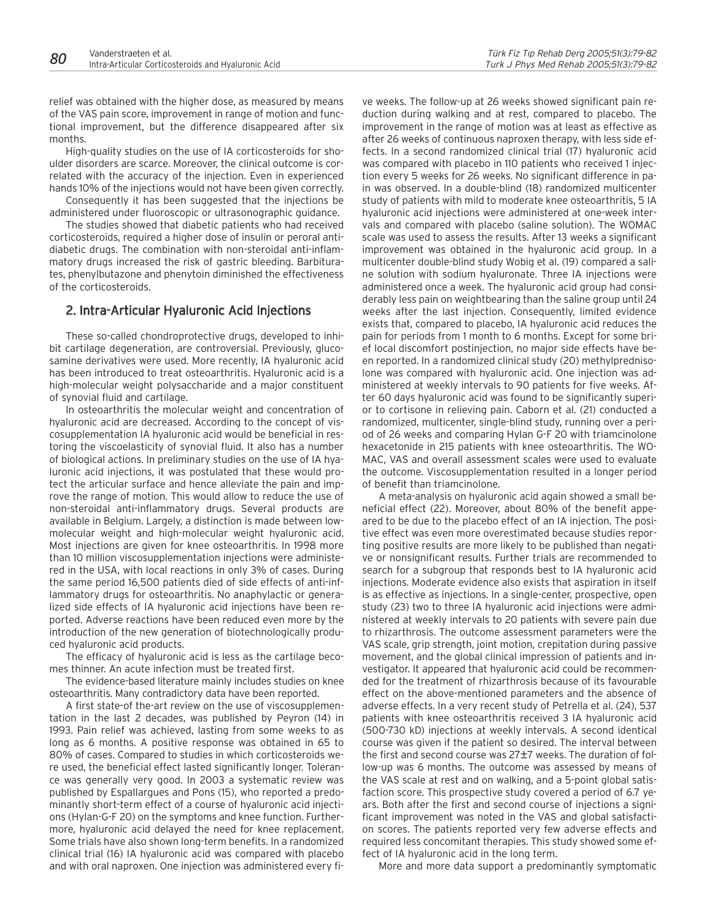relief was obtained with the higher dose, as measured by means of the VAS pain score, improvement in range of motion and functional improvement, but the difference disappeared after six months.

High-quality studies on the use of IA corticosteroids for shoulder disorders are scarce. Moreover, the clinical outcome is correlated with the accuracy of the injection. Even in experienced hands 10% of the injections would not have been given correctly.

Consequently it has been suggested that the injections be administered under fluoroscopic or ultrasonographic guidance.

The studies showed that diabetic patients who had received corticosteroids, required a higher dose of insulin or peroral antidiabetic drugs. The combination with non-steroidal anti-inflammatory drugs increased the risk of gastric bleeding. Barbiturates, phenylbutazone and phenytoin diminished the effectiveness of the corticosteroids.

## 2. Intra-Articular Hyaluronic Acid Injections

These so-called chondroprotective drugs, developed to inhibit cartilage degeneration, are controversial. Previously, glucosamine derivatives were used. More recently, IA hyaluronic acid has been introduced to treat osteoarthritis. Hyaluronic acid is a high-molecular weight polysaccharide and a major constituent of synovial fluid and cartilage.

In osteoarthritis the molecular weight and concentration of hyaluronic acid are decreased. According to the concept of viscosupplementation IA hyaluronic acid would be beneficial in restoring the viscoelasticity of synovial fluid. It also has a number of biological actions. In preliminary studies on the use of IA hyaluronic acid injections, it was postulated that these would protect the articular surface and hence alleviate the pain and improve the range of motion. This would allow to reduce the use of non-steroidal anti-inflammatory drugs. Several products are available in Belgium. Largely, a distinction is made between low-molecular weight and high-molecular weight hyaluronic acid. Most injections are given for knee osteoarthritis. In 1998 more than 10 million viscosupplementation injections were administered in the USA, with local reactions in only 3% of cases. During the same period 16,500 patients died of side effects of anti-inflammatory drugs for osteoarthritis. No anaphylactic or generalized side effects of IA hyaluronic acid injections have been reported. Adverse reactions have been reduced even more by the introduction of the new generation of biotechnologically produced hyaluronic acid products.

The efficacy of hyaluronic acid is less as the cartilage becomes thinner. An acute infection must be treated first.

The evidence-based literature mainly includes studies on knee osteoarthritis. Many contradictory data have been reported.

A first state-of-the-art review on the use of viscosupplementation in the last 2 decades, was published by Peyron (14) in 1993. Pain relief was achieved, lasting from some weeks to as long as 6 months. A positive response was obtained in 65 to 80% of cases. Compared to studies in which corticosteroids were used, the beneficial effect lasted significantly longer. Tolerance was generally very good. In 2003 a systematic review was published by Espallargues and Pons (15), who reported a predominantly short-term effect of a course of hyaluronic acid injections (Hylan-G-F 20) on the symptoms and knee function. Furthermore, hyaluronic acid delayed the need for knee replacement. Some trials have also shown long-term benefits. In a randomized clinical trial (16) IA hyaluronic acid was compared with placebo and with oral naproxen. One injection was administered every five weeks. The follow-up at 26 weeks showed significant pain reduction during walking and at rest, compared to placebo. The improvement in the range of motion was at least as effective as after 26 weeks of continuous naproxen therapy, with less side effects. In a second randomized clinical trial (17) hyaluronic acid was compared with placebo in 110 patients who received 1 injection every 5 weeks for 26 weeks. No significant difference in pain was observed. In a double-blind (18) randomized multicenter study of patients with mild to moderate knee osteoarthritis, 5 IA hyaluronic acid injections were administered at one-week intervals and compared with placebo (saline solution). The WOMAC scale was used to assess the results. After 13 weeks a significant improvement was obtained in the hyaluronic acid group. In a multicenter double-blind study Wobig et al. (19) compared a saline solution with sodium hyaluronate. Three IA injections were administered once a week. The hyaluronic acid group had considerably less pain on weightbearing than the saline group until 24 weeks after the last injection. Consequently, limited evidence exists that, compared to placebo, IA hyaluronic acid reduces the pain for periods from 1 month to 6 months. Except for some brief local discomfort postinjection, no major side effects have been reported. In a randomized clinical study (20) methylprednisolone was compared with hyaluronic acid. One injection was administered at weekly intervals to 90 patients for five weeks. After 60 days hyaluronic acid was found to be significantly superior to cortisone in relieving pain. Caborn et al. (21) conducted a randomized, multicenter, single-blind study, running over a period of 26 weeks and comparing Hylan G-F 20 with triamcinolone hexacetonide in 215 patients with knee osteoarthritis. The WOMAC, VAS and overall assessment scales were used to evaluate the outcome. Viscosupplementation resulted in a longer period of benefit than triamcinolone.

A meta-analysis on hyaluronic acid again showed a small beneficial effect (22). Moreover, about 80% of the benefit appeared to be due to the placebo effect of an IA injection. The positive effect was even more overestimated because studies reporting positive results are more likely to be published than negative or nonsignificant results. Further trials are recommended to search for a subgroup that responds best to IA hyaluronic acid injections. Moderate evidence also exists that aspiration in itself is as effective as injections. In a single-center, prospective, open study (23) two to three IA hyaluronic acid injections were administered at weekly intervals to 20 patients with severe pain due to rhizarthrosis. The outcome assessment parameters were the VAS scale, grip strength, joint motion, crepitation during passive movement, and the global clinical impression of patients and investigator. It appeared that hyaluronic acid could be recommended for the treatment of rhizarthrosis because of its favourable effect on the above-mentioned parameters and the absence of adverse effects. In a very recent study of Petrella et al. (24), 537 patients with knee osteoarthritis received 3 IA hyaluronic acid (500-730 kD) injections at weekly intervals. A second identical course was given if the patient so desired. The interval between the first and second course was 27±7 weeks. The duration of follow-up was 6 months. The outcome was assessed by means of the VAS scale at rest and on walking, and a 5-point global satisfaction score. This prospective study covered a period of 6.7 years. Both after the first and second course of injections a significant improvement was noted in the VAS and global satisfaction scores. The patients reported very few adverse effects and required less concomitant therapies. This study showed some effect of IA hyaluronic acid in the long term.

More and more data support a predominantly symptomatic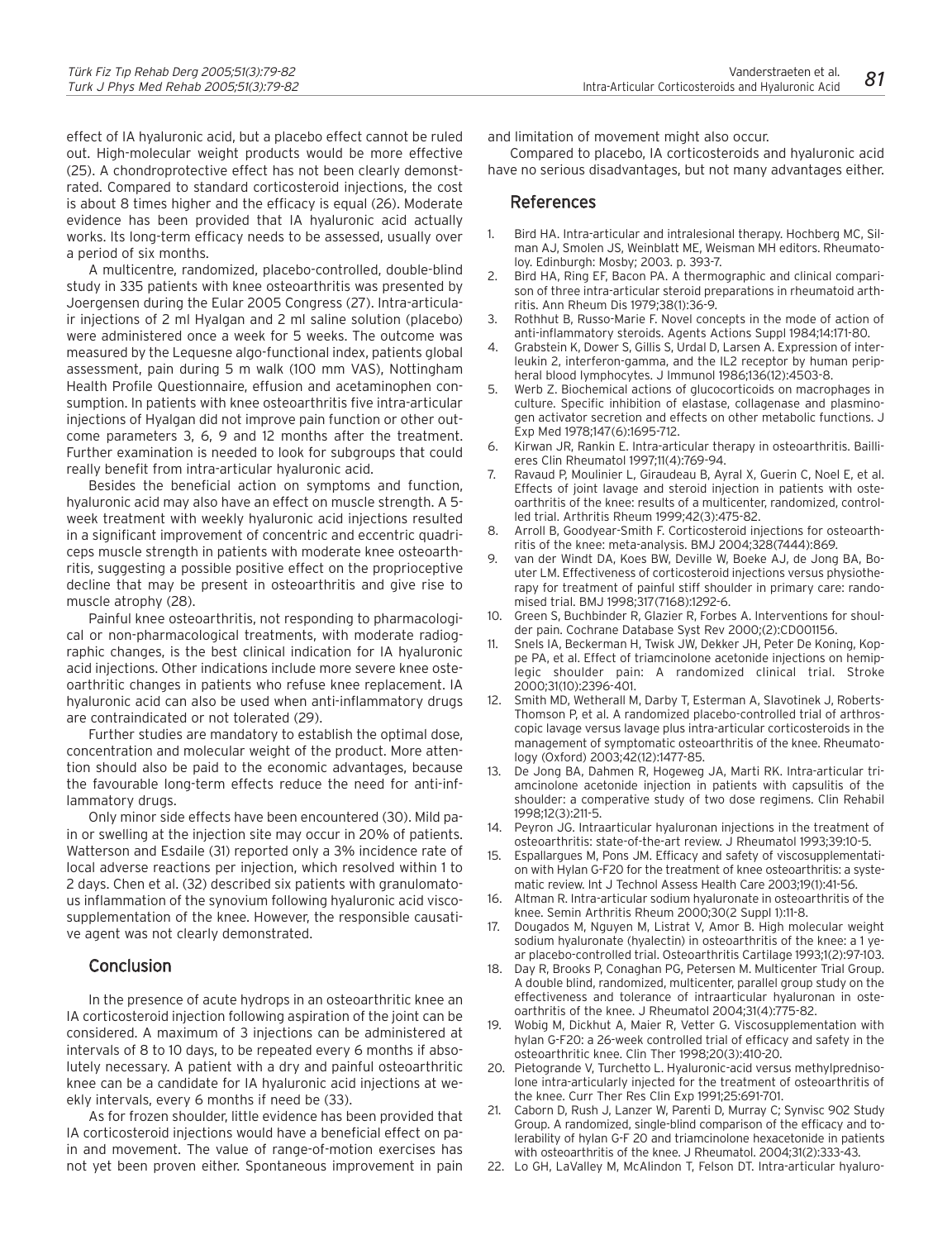effect of IA hyaluronic acid, but a placebo effect cannot be ruled out. High-molecular weight products would be more effective (25). A chondroprotective effect has not been clearly demonstrated. Compared to standard corticosteroid injections, the cost is about 8 times higher and the efficacy is equal (26). Moderate evidence has been provided that IA hyaluronic acid actually works. Its long-term efficacy needs to be assessed, usually over a period of six months.

A multicentre, randomized, placebo-controlled, double-blind study in 335 patients with knee osteoarthritis was presented by Joergensen during the Eular 2005 Congress (27). Intra-articular injections of 2 ml Hyalgan and 2 ml saline solution (placebo) were administered once a week for 5 weeks. The outcome was measured by the Lequesne algo-functional index, patients global assessment, pain during 5 m walk (100 mm VAS), Nottingham Health Profile Questionnaire, effusion and acetaminophen consumption. In patients with knee osteoarthritis five intra-articular injections of Hyalgan did not improve pain function or other outcome parameters 3, 6, 9 and 12 months after the treatment. Further examination is needed to look for subgroups that could really benefit from intra-articular hyaluronic acid.

Besides the beneficial action on symptoms and function, hyaluronic acid may also have an effect on muscle strength. A 5-week treatment with weekly hyaluronic acid injections resulted in a significant improvement of concentric and eccentric quadriceps muscle strength in patients with moderate knee osteoarthritis, suggesting a possible positive effect on the proprioceptive decline that may be present in osteoarthritis and give rise to muscle atrophy (28).

Painful knee osteoarthritis, not responding to pharmacological or non-pharmacological treatments, with moderate radiographic changes, is the best clinical indication for IA hyaluronic acid injections. Other indications include more severe knee osteoarthritic changes in patients who refuse knee replacement. IA hyaluronic acid can also be used when anti-inflammatory drugs are contraindicated or not tolerated (29).

Further studies are mandatory to establish the optimal dose, concentration and molecular weight of the product. More attention should also be paid to the economic advantages, because the favourable long-term effects reduce the need for anti-inflammatory drugs.

Only minor side effects have been encountered (30). Mild pain or swelling at the injection site may occur in 20% of patients. Watterson and Esdaile (31) reported only a 3% incidence rate of local adverse reactions per injection, which resolved within 1 to 2 days. Chen et al. (32) described six patients with granulomatous inflammation of the synovium following hyaluronic acid viscosupplementation of the knee. However, the responsible causative agent was not clearly demonstrated.

## Conclusion

In the presence of acute hydrops in an osteoarthritic knee an IA corticosteroid injection following aspiration of the joint can be considered. A maximum of 3 injections can be administered at intervals of 8 to 10 days, to be repeated every 6 months if absolutely necessary. A patient with a dry and painful osteoarthritic knee can be a candidate for IA hyaluronic acid injections at weekly intervals, every 6 months if need be (33).

As for frozen shoulder, little evidence has been provided that IA corticosteroid injections would have a beneficial effect on pain and movement. The value of range-of-motion exercises has not yet been proven either. Spontaneous improvement in pain and limitation of movement might also occur.

Compared to placebo, IA corticosteroids and hyaluronic acid have no serious disadvantages, but not many advantages either.

## References

1. Bird HA. Intra-articular and intralesional therapy. Hochberg MC, Silman AJ, Smolen JS, Weinblatt ME, Weisman MH editors. Rheumatoloy. Edinburgh: Mosby; 2003. p. 393-7.
2. Bird HA, Ring EF, Bacon PA. A thermographic and clinical comparison of three intra-articular steroid preparations in rheumatoid arthritis. Ann Rheum Dis 1979;38(1):36-9.
3. Rothhut B, Russo-Marie F. Novel concepts in the mode of action of anti-inflammatory steroids. Agents Actions Suppl 1984;14:171-80.
4. Grabstein K, Dower S, Gillis S, Urdal D, Larsen A. Expression of interleukin 2, interferon-gamma, and the IL2 receptor by human peripheral blood lymphocytes. J Immunol 1986;136(12):4503-8.
5. Werb Z. Biochemical actions of glucocorticoids on macrophages in culture. Specific inhibition of elastase, collagenase and plasminogen activator secretion and effects on other metabolic functions. J Exp Med 1978;147(6):1695-712.
6. Kirwan JR, Rankin E. Intra-articular therapy in osteoarthritis. Baillieres Clin Rheumatol 1997;11(4):769-94.
7. Ravaud P, Moulinier L, Giraudeau B, Ayral X, Guerin C, Noel E, et al. Effects of joint lavage and steroid injection in patients with osteoarthritis of the knee: results of a multicenter, randomized, controlled trial. Arthritis Rheum 1999;42(3):475-82.
8. Arroll B, Goodyear-Smith F. Corticosteroid injections for osteoarthritis of the knee: meta-analysis. BMJ 2004;328(7444):869.
9. van der Windt DA, Koes BW, Deville W, Boeke AJ, de Jong BA, Bouter LM. Effectiveness of corticosteroid injections versus physiotherapy for treatment of painful stiff shoulder in primary care: randomised trial. BMJ 1998;317(7168):1292-6.
10. Green S, Buchbinder R, Glazier R, Forbes A. Interventions for shoulder pain. Cochrane Database Syst Rev 2000;(2):CD001156.
11. Snels IA, Beckerman H, Twisk JW, Dekker JH, Peter De Koning, Koppe PA, et al. Effect of triamcinolone acetonide injections on hemiplegic shoulder pain: A randomized clinical trial. Stroke 2000;31(10):2396-401.
12. Smith MD, Wetherall M, Darby T, Esterman A, Slavotinek J, Roberts-Thomson P, et al. A randomized placebo-controlled trial of arthroscopic lavage versus lavage plus intra-articular corticosteroids in the management of symptomatic osteoarthritis of the knee. Rheumatology (Oxford) 2003;42(12):1477-85.
13. De Jong BA, Dahmen R, Hogeweg JA, Marti RK. Intra-articular triamcinolone acetonide injection in patients with capsulitis of the shoulder: a comperative study of two dose regimens. Clin Rehabil 1998;12(3):211-5.
14. Peyron JG. Intraarticular hyaluronan injections in the treatment of osteoarthritis: state-of-the-art review. J Rheumatol 1993;39:10-5.
15. Espallargues M, Pons JM. Efficacy and safety of viscosupplementation with Hylan G-F20 for the treatment of knee osteoarthritis: a systematic review. Int J Technol Assess Health Care 2003;19(1):41-56.
16. Altman R. Intra-articular sodium hyaluronate in osteoarthritis of the knee. Semin Arthritis Rheum 2000;30(2 Suppl 1):11-8.
17. Dougados M, Nguyen M, Listrat V, Amor B. High molecular weight sodium hyaluronate (hyalectin) in osteoarthritis of the knee: a 1 year placebo-controlled trial. Osteoarthritis Cartilage 1993;1(2):97-103.
18. Day R, Brooks P, Conaghan PG, Petersen M. Multicenter Trial Group. A double blind, randomized, multicenter, parallel group study on the effectiveness and tolerance of intraarticular hyaluronan in osteoarthritis of the knee. J Rheumatol 2004;31(4):775-82.
19. Wobig M, Dickhut A, Maier R, Vetter G. Viscosupplementation with hylan G-F20: a 26-week controlled trial of efficacy and safety in the osteoarthritic knee. Clin Ther 1998;20(3):410-20.
20. Pietogrande V, Turchetto L. Hyaluronic-acid versus methylprednisolone intra-articularly injected for the treatment of osteoarthritis of the knee. Curr Ther Res Clin Exp 1991;25:691-701.
21. Caborn D, Rush J, Lanzer W, Parenti D, Murray C; Synvisc 902 Study Group. A randomized, single-blind comparison of the efficacy and tolerability of hylan G-F 20 and triamcinolone hexacetonide in patients with osteoarthritis of the knee. J Rheumatol. 2004;31(2):333-43.
22. Lo GH, LaValley M, McAlindon T, Felson DT. Intra-articular hyaluro-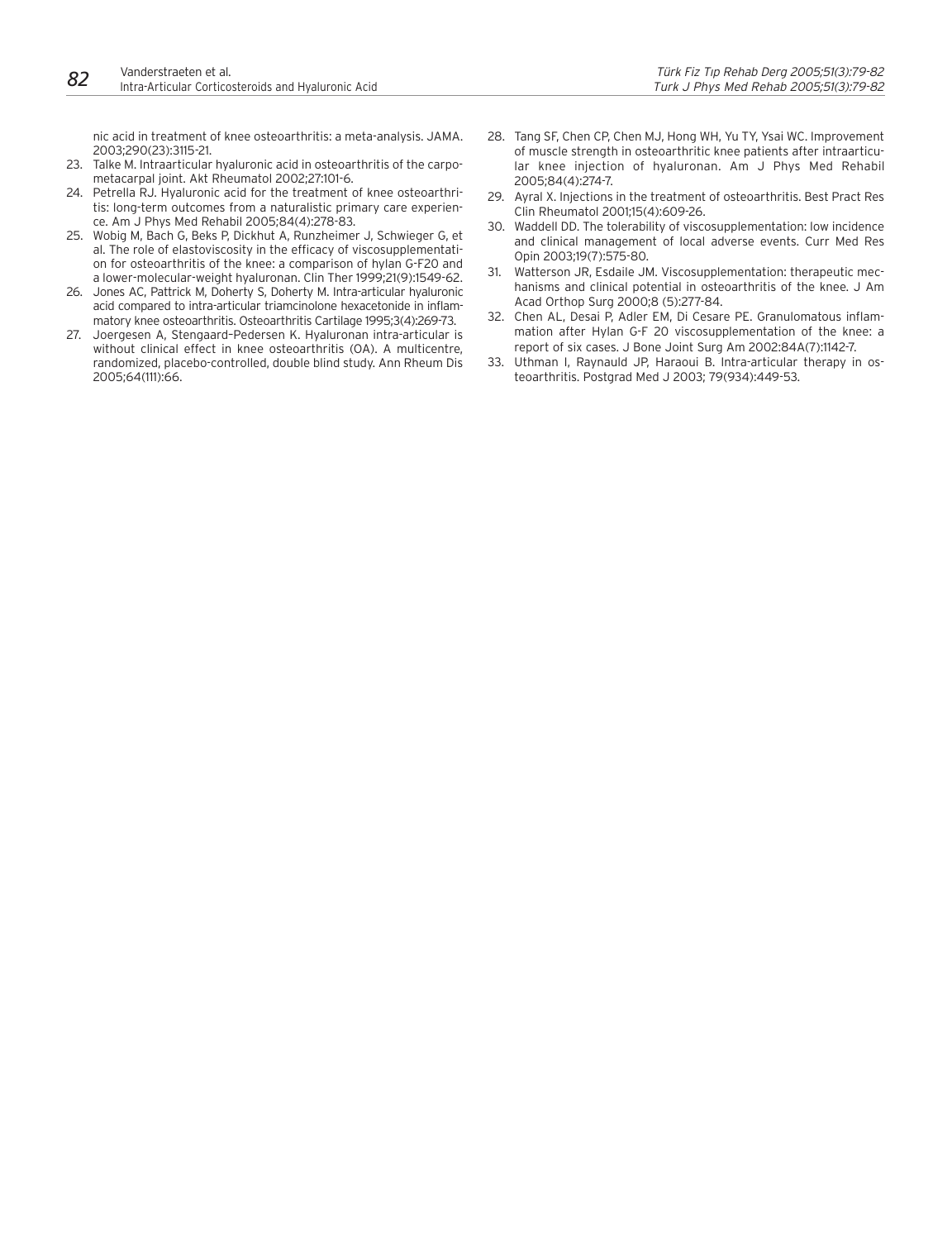nic acid in treatment of knee osteoarthritis: a meta-analysis. JAMA. 2003;290(23):3115-21.

23. Talke M. Intraarticular hyaluronic acid in osteoarthritis of the carpometacarpal joint. Akt Rheumatol 2002;27:101-6.
24. Petrella RJ. Hyaluronic acid for the treatment of knee osteoarthritis: long-term outcomes from a naturalistic primary care experience. Am J Phys Med Rehabil 2005;84(4):278-83.
25. Wobig M, Bach G, Beks P, Dickhut A, Runzheimer J, Schwieger G, et al. The role of elastoviscosity in the efficacy of viscosupplementation for osteoarthritis of the knee: a comparison of hylan G-F20 and a lower-molecular-weight hyaluronan. Clin Ther 1999;21(9):1549-62.
26. Jones AC, Pattrick M, Doherty S, Doherty M. Intra-articular hyaluronic acid compared to intra-articular triamcinolone hexacetonide in inflammatory knee osteoarthritis. Osteoarthritis Cartilage 1995;3(4):269-73.
27. Joergesen A, Stengaard-Pedersen K. Hyaluronan intra-articular is without clinical effect in knee osteoarthritis (OA). A multicentre, randomized, placebo-controlled, double blind study. Ann Rheum Dis 2005;64(111):66.
28. Tang SF, Chen CP, Chen MJ, Hong WH, Yu TY, Ysai WC. Improvement of muscle strength in osteoarthritic knee patients after intraarticular knee injection of hyaluronan. Am J Phys Med Rehabil 2005;84(4):274-7.
29. Ayral X. Injections in the treatment of osteoarthritis. Best Pract Res Clin Rheumatol 2001;15(4):609-26.
30. Waddell DD. The tolerability of viscosupplementation: low incidence and clinical management of local adverse events. Curr Med Res Opin 2003;19(7):575-80.
31. Watterson JR, Esdaile JM. Viscosupplementation: therapeutic mechanisms and clinical potential in osteoarthritis of the knee. J Am Acad Orthop Surg 2000;8 (5):277-84.
32. Chen AL, Desai P, Adler EM, Di Cesare PE. Granulomatous inflammation after Hylan G-F 20 viscosupplementation of the knee: a report of six cases. J Bone Joint Surg Am 2002:84A(7):1142-7.
33. Uthman I, Raynauld JP, Haraoui B. Intra-articular therapy in osteoarthritis. Postgrad Med J 2003; 79(934):449-53.